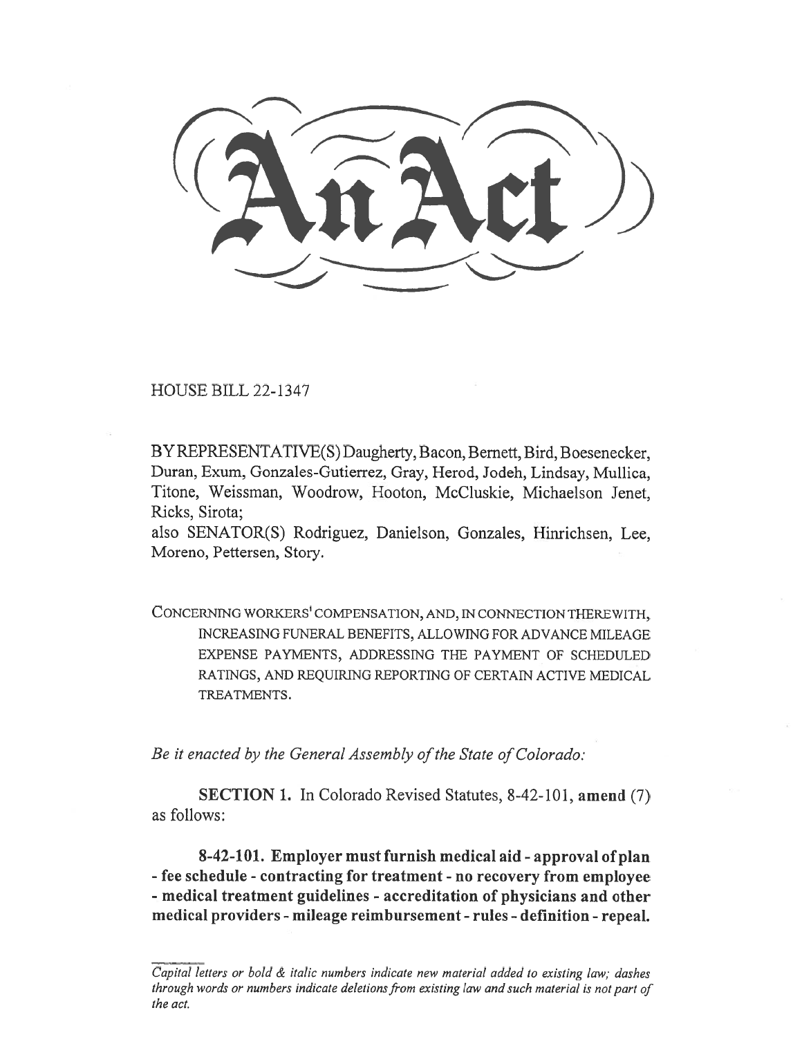# An Act

HOUSE BILL 22-1347

BY REPRESENTATIVE(S) Daugherty, Bacon, Bernett, Bird, Boesenecker, Duran, Exum, Gonzales-Gutierrez, Gray, Herod, Jodeh, Lindsay, Mullica, Titone, Weissman, Woodrow, Hooton, McCluskie, Michaelson Jenet, Ricks, Sirota;
also SENATOR(S) Rodriguez, Danielson, Gonzales, Hinrichsen, Lee, Moreno, Pettersen, Story.

CONCERNING WORKERS' COMPENSATION, AND, IN CONNECTION THEREWITH, INCREASING FUNERAL BENEFITS, ALLOWING FOR ADVANCE MILEAGE EXPENSE PAYMENTS, ADDRESSING THE PAYMENT OF SCHEDULED RATINGS, AND REQUIRING REPORTING OF CERTAIN ACTIVE MEDICAL TREATMENTS.

*Be it enacted by the General Assembly of the State of Colorado:*

**SECTION 1.** In Colorado Revised Statutes, 8-42-101, **amend** (7) as follows:

**8-42-101. Employer must furnish medical aid - approval of plan - fee schedule - contracting for treatment - no recovery from employee - medical treatment guidelines - accreditation of physicians and other medical providers - mileage reimbursement - rules - definition - repeal.**

*Capital letters or bold & italic numbers indicate new material added to existing law; dashes through words or numbers indicate deletions from existing law and such material is not part of the act.*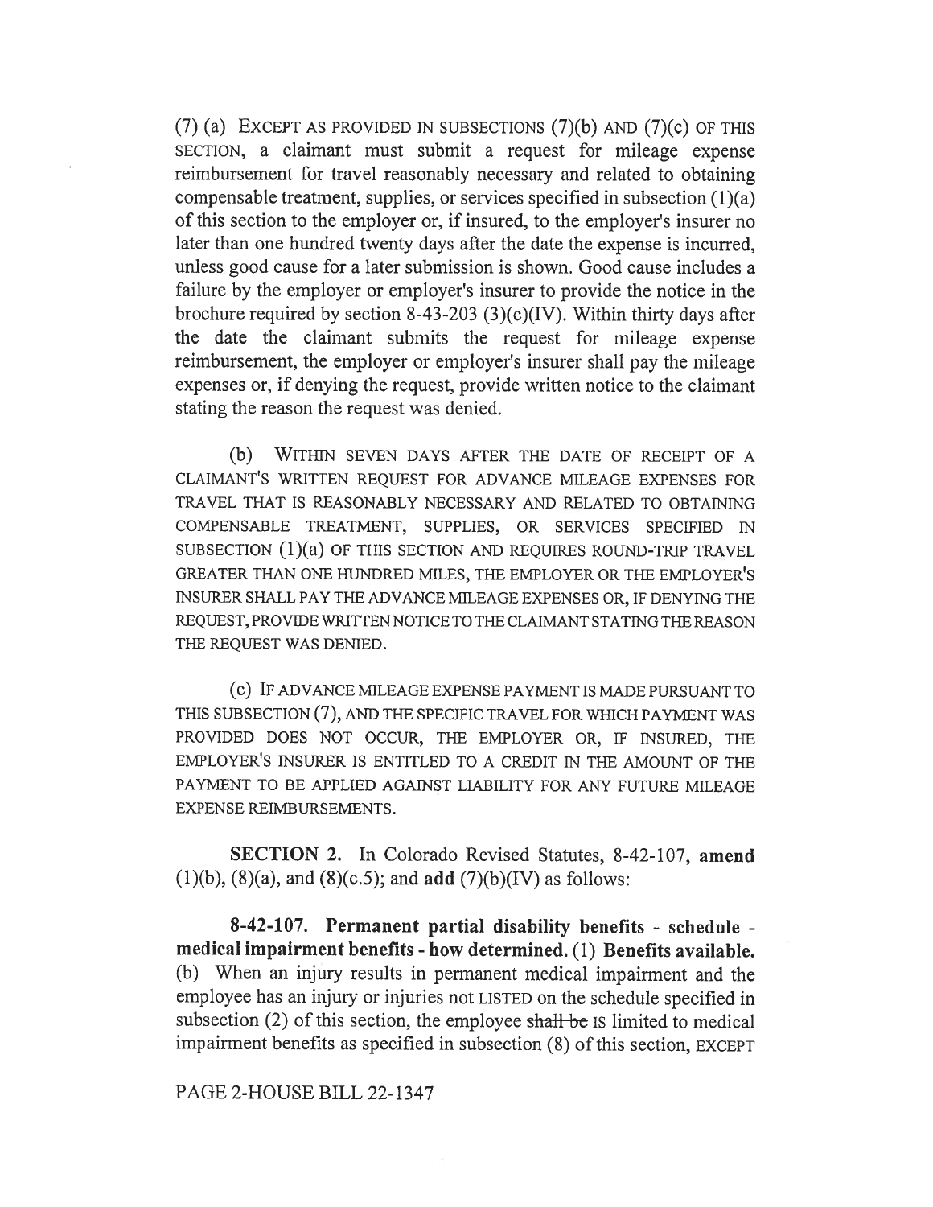(7) (a) EXCEPT AS PROVIDED IN SUBSECTIONS (7)(b) AND (7)(c) OF THIS SECTION, a claimant must submit a request for mileage expense reimbursement for travel reasonably necessary and related to obtaining compensable treatment, supplies, or services specified in subsection (1)(a) of this section to the employer or, if insured, to the employer's insurer no later than one hundred twenty days after the date the expense is incurred, unless good cause for a later submission is shown. Good cause includes a failure by the employer or employer's insurer to provide the notice in the brochure required by section 8-43-203 (3)(c)(IV). Within thirty days after the date the claimant submits the request for mileage expense reimbursement, the employer or employer's insurer shall pay the mileage expenses or, if denying the request, provide written notice to the claimant stating the reason the request was denied.

(b) WITHIN SEVEN DAYS AFTER THE DATE OF RECEIPT OF A CLAIMANT'S WRITTEN REQUEST FOR ADVANCE MILEAGE EXPENSES FOR TRAVEL THAT IS REASONABLY NECESSARY AND RELATED TO OBTAINING COMPENSABLE TREATMENT, SUPPLIES, OR SERVICES SPECIFIED IN SUBSECTION (1)(a) OF THIS SECTION AND REQUIRES ROUND-TRIP TRAVEL GREATER THAN ONE HUNDRED MILES, THE EMPLOYER OR THE EMPLOYER'S INSURER SHALL PAY THE ADVANCE MILEAGE EXPENSES OR, IF DENYING THE REQUEST, PROVIDE WRITTEN NOTICE TO THE CLAIMANT STATING THE REASON THE REQUEST WAS DENIED.

(c) IF ADVANCE MILEAGE EXPENSE PAYMENT IS MADE PURSUANT TO THIS SUBSECTION (7), AND THE SPECIFIC TRAVEL FOR WHICH PAYMENT WAS PROVIDED DOES NOT OCCUR, THE EMPLOYER OR, IF INSURED, THE EMPLOYER'S INSURER IS ENTITLED TO A CREDIT IN THE AMOUNT OF THE PAYMENT TO BE APPLIED AGAINST LIABILITY FOR ANY FUTURE MILEAGE EXPENSE REIMBURSEMENTS.

**SECTION 2.** In Colorado Revised Statutes, 8-42-107, **amend** (1)(b), (8)(a), and (8)(c.5); and **add** (7)(b)(IV) as follows:

**8-42-107. Permanent partial disability benefits - schedule - medical impairment benefits - how determined.** (1) **Benefits available.** (b) When an injury results in permanent medical impairment and the employee has an injury or injuries not LISTED on the schedule specified in subsection (2) of this section, the employee ~~shall be~~ IS limited to medical impairment benefits as specified in subsection (8) of this section, EXCEPT

PAGE 2-HOUSE BILL 22-1347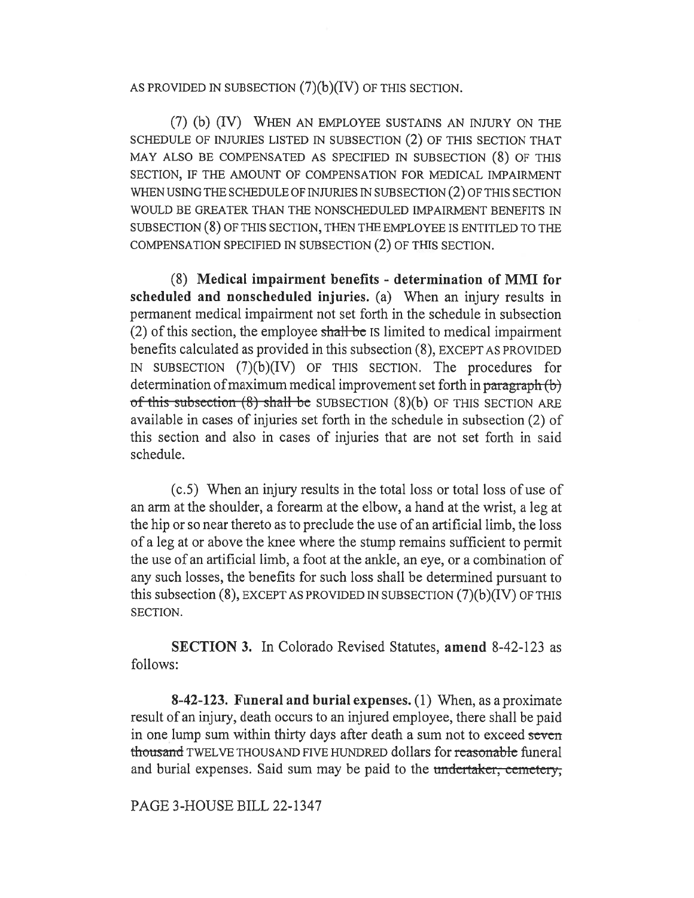AS PROVIDED IN SUBSECTION (7)(b)(IV) OF THIS SECTION.

(7) (b) (IV) WHEN AN EMPLOYEE SUSTAINS AN INJURY ON THE SCHEDULE OF INJURIES LISTED IN SUBSECTION (2) OF THIS SECTION THAT MAY ALSO BE COMPENSATED AS SPECIFIED IN SUBSECTION (8) OF THIS SECTION, IF THE AMOUNT OF COMPENSATION FOR MEDICAL IMPAIRMENT WHEN USING THE SCHEDULE OF INJURIES IN SUBSECTION (2) OF THIS SECTION WOULD BE GREATER THAN THE NONSCHEDULED IMPAIRMENT BENEFITS IN SUBSECTION (8) OF THIS SECTION, THEN THE EMPLOYEE IS ENTITLED TO THE COMPENSATION SPECIFIED IN SUBSECTION (2) OF THIS SECTION.

(8) **Medical impairment benefits - determination of MMI for scheduled and nonscheduled injuries.** (a) When an injury results in permanent medical impairment not set forth in the schedule in subsection (2) of this section, the employee ~~shall be~~ IS limited to medical impairment benefits calculated as provided in this subsection (8), EXCEPT AS PROVIDED IN SUBSECTION (7)(b)(IV) OF THIS SECTION. The procedures for determination of maximum medical improvement set forth in ~~paragraph (b) of this subsection (8) shall be~~ SUBSECTION (8)(b) OF THIS SECTION ARE available in cases of injuries set forth in the schedule in subsection (2) of this section and also in cases of injuries that are not set forth in said schedule.

(c.5) When an injury results in the total loss or total loss of use of an arm at the shoulder, a forearm at the elbow, a hand at the wrist, a leg at the hip or so near thereto as to preclude the use of an artificial limb, the loss of a leg at or above the knee where the stump remains sufficient to permit the use of an artificial limb, a foot at the ankle, an eye, or a combination of any such losses, the benefits for such loss shall be determined pursuant to this subsection (8), EXCEPT AS PROVIDED IN SUBSECTION (7)(b)(IV) OF THIS SECTION.

**SECTION 3.** In Colorado Revised Statutes, **amend** 8-42-123 as follows:

**8-42-123. Funeral and burial expenses.** (1) When, as a proximate result of an injury, death occurs to an injured employee, there shall be paid in one lump sum within thirty days after death a sum not to exceed ~~seven thousand~~ TWELVE THOUSAND FIVE HUNDRED dollars for ~~reasonable~~ funeral and burial expenses. Said sum may be paid to the ~~undertaker, cemetery,~~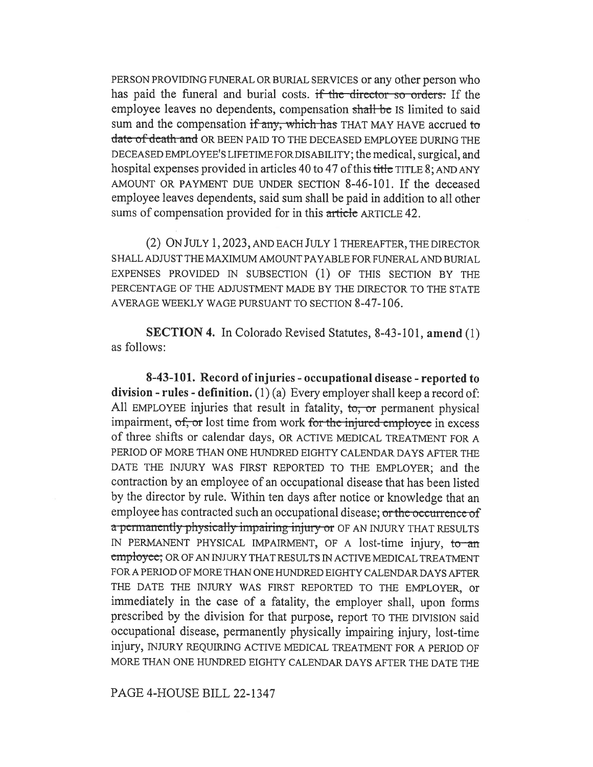PERSON PROVIDING FUNERAL OR BURIAL SERVICES or any other person who has paid the funeral and burial costs. ~~if the director so orders.~~ If the employee leaves no dependents, compensation ~~shall be~~ IS limited to said sum and the compensation ~~if any, which has~~ THAT MAY HAVE accrued ~~to date of death and~~ OR BEEN PAID TO THE DECEASED EMPLOYEE DURING THE DECEASED EMPLOYEE'S LIFETIME FOR DISABILITY; the medical, surgical, and hospital expenses provided in articles 40 to 47 of this ~~title~~ TITLE 8; AND ANY AMOUNT OR PAYMENT DUE UNDER SECTION 8-46-101. If the deceased employee leaves dependents, said sum shall be paid in addition to all other sums of compensation provided for in this ~~article~~ ARTICLE 42.

(2) ON JULY 1, 2023, AND EACH JULY 1 THEREAFTER, THE DIRECTOR SHALL ADJUST THE MAXIMUM AMOUNT PAYABLE FOR FUNERAL AND BURIAL EXPENSES PROVIDED IN SUBSECTION (1) OF THIS SECTION BY THE PERCENTAGE OF THE ADJUSTMENT MADE BY THE DIRECTOR TO THE STATE AVERAGE WEEKLY WAGE PURSUANT TO SECTION 8-47-106.

**SECTION 4.** In Colorado Revised Statutes, 8-43-101, **amend** (1) as follows:

**8-43-101. Record of injuries - occupational disease - reported to division - rules - definition.** (1) (a) Every employer shall keep a record of: All EMPLOYEE injuries that result in fatality, ~~to, or~~ permanent physical impairment, ~~of, or~~ lost time from work ~~for the injured employee~~ in excess of three shifts or calendar days, OR ACTIVE MEDICAL TREATMENT FOR A PERIOD OF MORE THAN ONE HUNDRED EIGHTY CALENDAR DAYS AFTER THE DATE THE INJURY WAS FIRST REPORTED TO THE EMPLOYER; and the contraction by an employee of an occupational disease that has been listed by the director by rule. Within ten days after notice or knowledge that an employee has contracted such an occupational disease; ~~or the occurrence of a permanently physically impairing injury or~~ OF AN INJURY THAT RESULTS IN PERMANENT PHYSICAL IMPAIRMENT, OF A lost-time injury, ~~to an employee;~~ OR OF AN INJURY THAT RESULTS IN ACTIVE MEDICAL TREATMENT FOR A PERIOD OF MORE THAN ONE HUNDRED EIGHTY CALENDAR DAYS AFTER THE DATE THE INJURY WAS FIRST REPORTED TO THE EMPLOYER, or immediately in the case of a fatality, the employer shall, upon forms prescribed by the division for that purpose, report TO THE DIVISION said occupational disease, permanently physically impairing injury, lost-time injury, INJURY REQUIRING ACTIVE MEDICAL TREATMENT FOR A PERIOD OF MORE THAN ONE HUNDRED EIGHTY CALENDAR DAYS AFTER THE DATE THE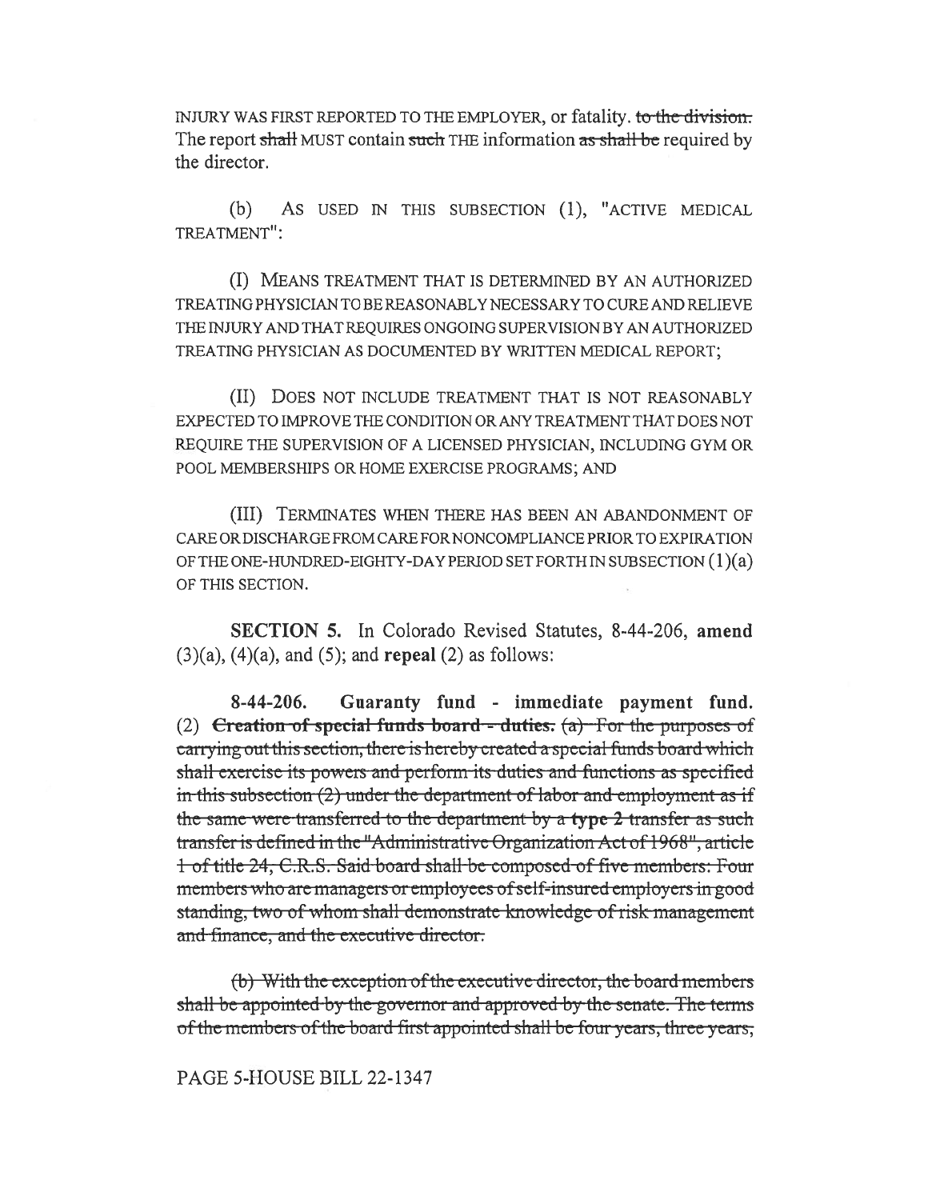INJURY WAS FIRST REPORTED TO THE EMPLOYER, or fatality. ~~to the division.~~ The report ~~shall~~ MUST contain ~~such~~ THE information ~~as shall be~~ required by the director.

(b) AS USED IN THIS SUBSECTION (1), "ACTIVE MEDICAL TREATMENT":

(I) MEANS TREATMENT THAT IS DETERMINED BY AN AUTHORIZED TREATING PHYSICIAN TO BE REASONABLY NECESSARY TO CURE AND RELIEVE THE INJURY AND THAT REQUIRES ONGOING SUPERVISION BY AN AUTHORIZED TREATING PHYSICIAN AS DOCUMENTED BY WRITTEN MEDICAL REPORT;

(II) DOES NOT INCLUDE TREATMENT THAT IS NOT REASONABLY EXPECTED TO IMPROVE THE CONDITION OR ANY TREATMENT THAT DOES NOT REQUIRE THE SUPERVISION OF A LICENSED PHYSICIAN, INCLUDING GYM OR POOL MEMBERSHIPS OR HOME EXERCISE PROGRAMS; AND

(III) TERMINATES WHEN THERE HAS BEEN AN ABANDONMENT OF CARE OR DISCHARGE FROM CARE FOR NONCOMPLIANCE PRIOR TO EXPIRATION OF THE ONE-HUNDRED-EIGHTY-DAY PERIOD SET FORTH IN SUBSECTION (1)(a) OF THIS SECTION.

**SECTION 5.** In Colorado Revised Statutes, 8-44-206, **amend** (3)(a), (4)(a), and (5); and **repeal** (2) as follows:

**8-44-206. Guaranty fund - immediate payment fund.** (2) ~~**Creation of special funds board - duties.** (a) For the purposes of carrying out this section, there is hereby created a special funds board which shall exercise its powers and perform its duties and functions as specified in this subsection (2) under the department of labor and employment as if the same were transferred to the department by a **type 2** transfer as such transfer is defined in the "Administrative Organization Act of 1968", article 1 of title 24, C.R.S. Said board shall be composed of five members: Four members who are managers or employees of self-insured employers in good standing, two of whom shall demonstrate knowledge of risk management and finance, and the executive director.~~

~~(b) With the exception of the executive director, the board members shall be appointed by the governor and approved by the senate. The terms of the members of the board first appointed shall be four years, three years,~~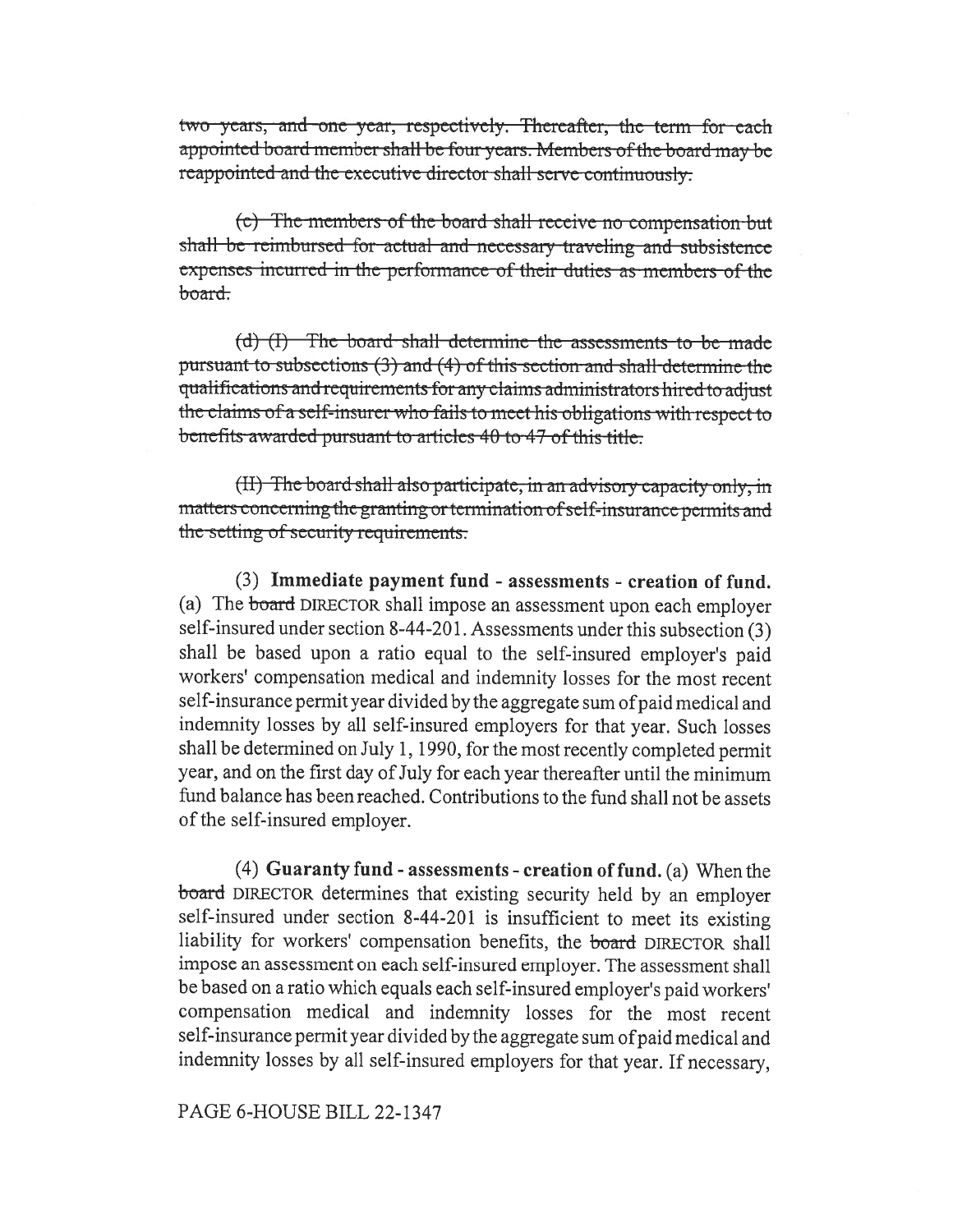~~two years, and one year, respectively. Thereafter, the term for each appointed board member shall be four years. Members of the board may be reappointed and the executive director shall serve continuously.~~

~~(c) The members of the board shall receive no compensation but shall be reimbursed for actual and necessary traveling and subsistence expenses incurred in the performance of their duties as members of the board.~~

~~(d) (I) The board shall determine the assessments to be made pursuant to subsections (3) and (4) of this section and shall determine the qualifications and requirements for any claims administrators hired to adjust the claims of a self-insurer who fails to meet his obligations with respect to benefits awarded pursuant to articles 40 to 47 of this title.~~

~~(II) The board shall also participate, in an advisory capacity only, in matters concerning the granting or termination of self-insurance permits and the setting of security requirements.~~

(3) **Immediate payment fund - assessments - creation of fund.** (a) The ~~board~~ DIRECTOR shall impose an assessment upon each employer self-insured under section 8-44-201. Assessments under this subsection (3) shall be based upon a ratio equal to the self-insured employer's paid workers' compensation medical and indemnity losses for the most recent self-insurance permit year divided by the aggregate sum of paid medical and indemnity losses by all self-insured employers for that year. Such losses shall be determined on July 1, 1990, for the most recently completed permit year, and on the first day of July for each year thereafter until the minimum fund balance has been reached. Contributions to the fund shall not be assets of the self-insured employer.

(4) **Guaranty fund - assessments - creation of fund.** (a) When the ~~board~~ DIRECTOR determines that existing security held by an employer self-insured under section 8-44-201 is insufficient to meet its existing liability for workers' compensation benefits, the ~~board~~ DIRECTOR shall impose an assessment on each self-insured employer. The assessment shall be based on a ratio which equals each self-insured employer's paid workers' compensation medical and indemnity losses for the most recent self-insurance permit year divided by the aggregate sum of paid medical and indemnity losses by all self-insured employers for that year. If necessary,

PAGE 6-HOUSE BILL 22-1347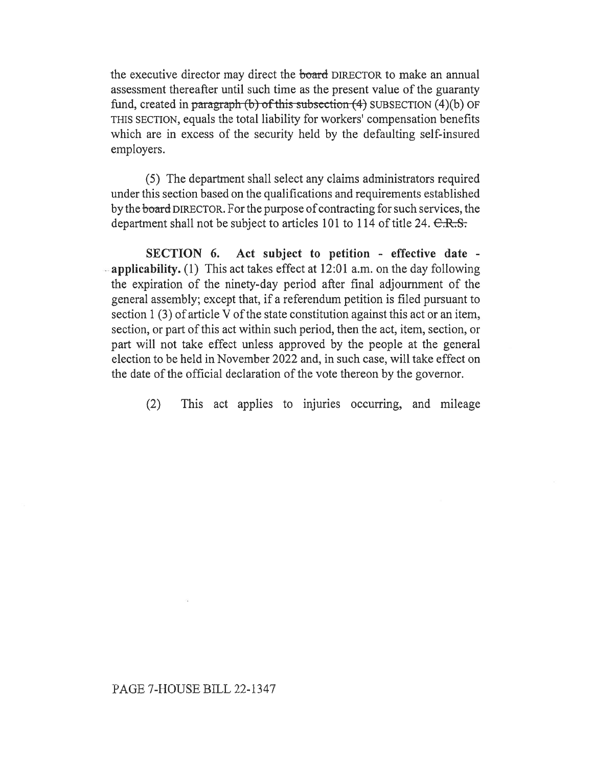the executive director may direct the ~~board~~ DIRECTOR to make an annual assessment thereafter until such time as the present value of the guaranty fund, created in ~~paragraph (b) of this subsection (4)~~ SUBSECTION (4)(b) OF THIS SECTION, equals the total liability for workers' compensation benefits which are in excess of the security held by the defaulting self-insured employers.

(5) The department shall select any claims administrators required under this section based on the qualifications and requirements established by the ~~board~~ DIRECTOR. For the purpose of contracting for such services, the department shall not be subject to articles 101 to 114 of title 24. ~~C.R.S.~~

**SECTION 6. Act subject to petition - effective date - applicability.** (1) This act takes effect at 12:01 a.m. on the day following the expiration of the ninety-day period after final adjournment of the general assembly; except that, if a referendum petition is filed pursuant to section 1 (3) of article V of the state constitution against this act or an item, section, or part of this act within such period, then the act, item, section, or part will not take effect unless approved by the people at the general election to be held in November 2022 and, in such case, will take effect on the date of the official declaration of the vote thereon by the governor.

(2) This act applies to injuries occurring, and mileage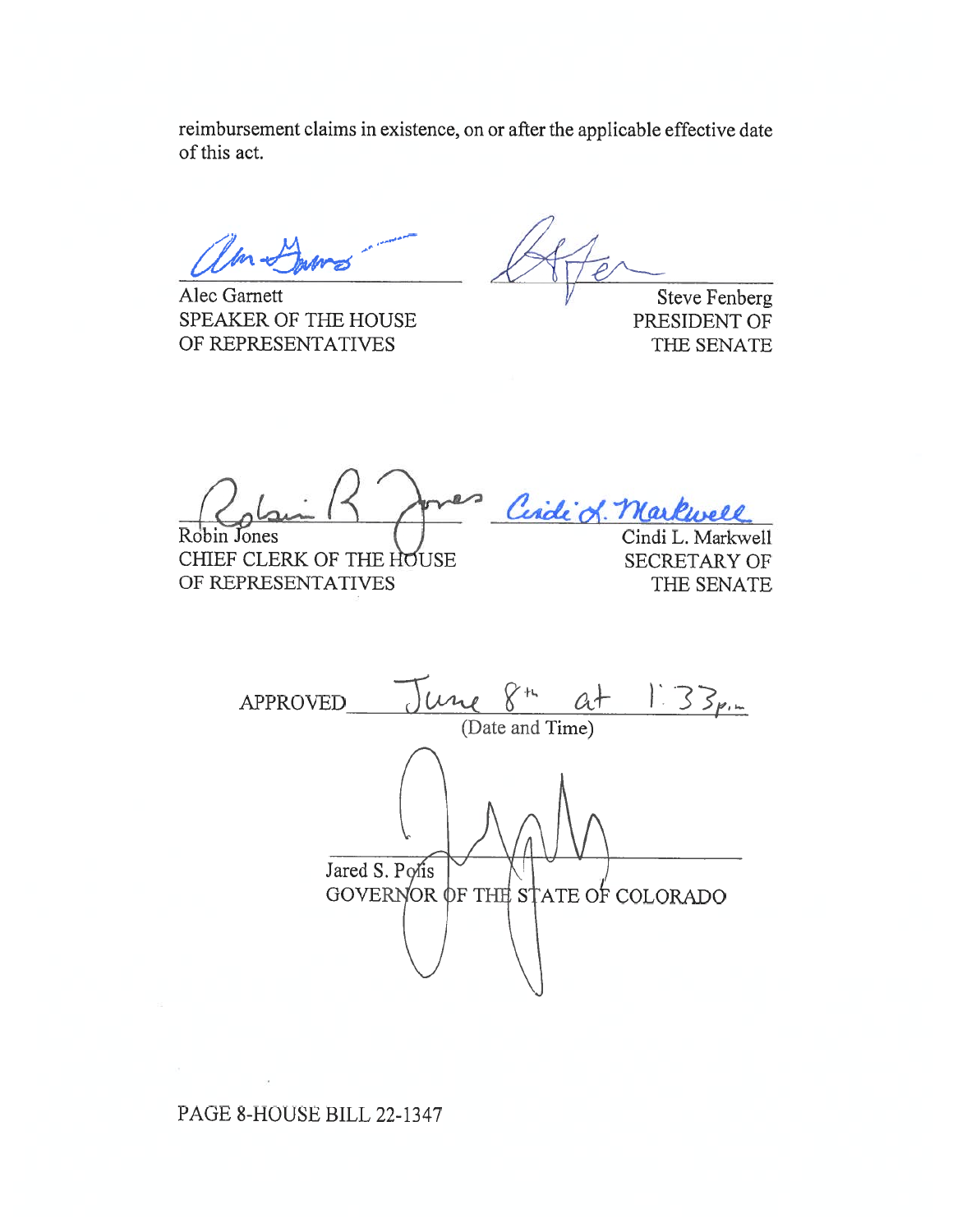reimbursement claims in existence, on or after the applicable effective date of this act.

Alec Garnett
SPEAKER OF THE HOUSE
OF REPRESENTATIVES

Steve Fenberg
PRESIDENT OF
THE SENATE

Robin Jones
CHIEF CLERK OF THE HOUSE
OF REPRESENTATIVES

Cindi L. Markwell
SECRETARY OF
THE SENATE

APPROVED June 8th at 1:33p.m.
(Date and Time)

Jared S. Polis
GOVERNOR OF THE STATE OF COLORADO

PAGE 8-HOUSE BILL 22-1347